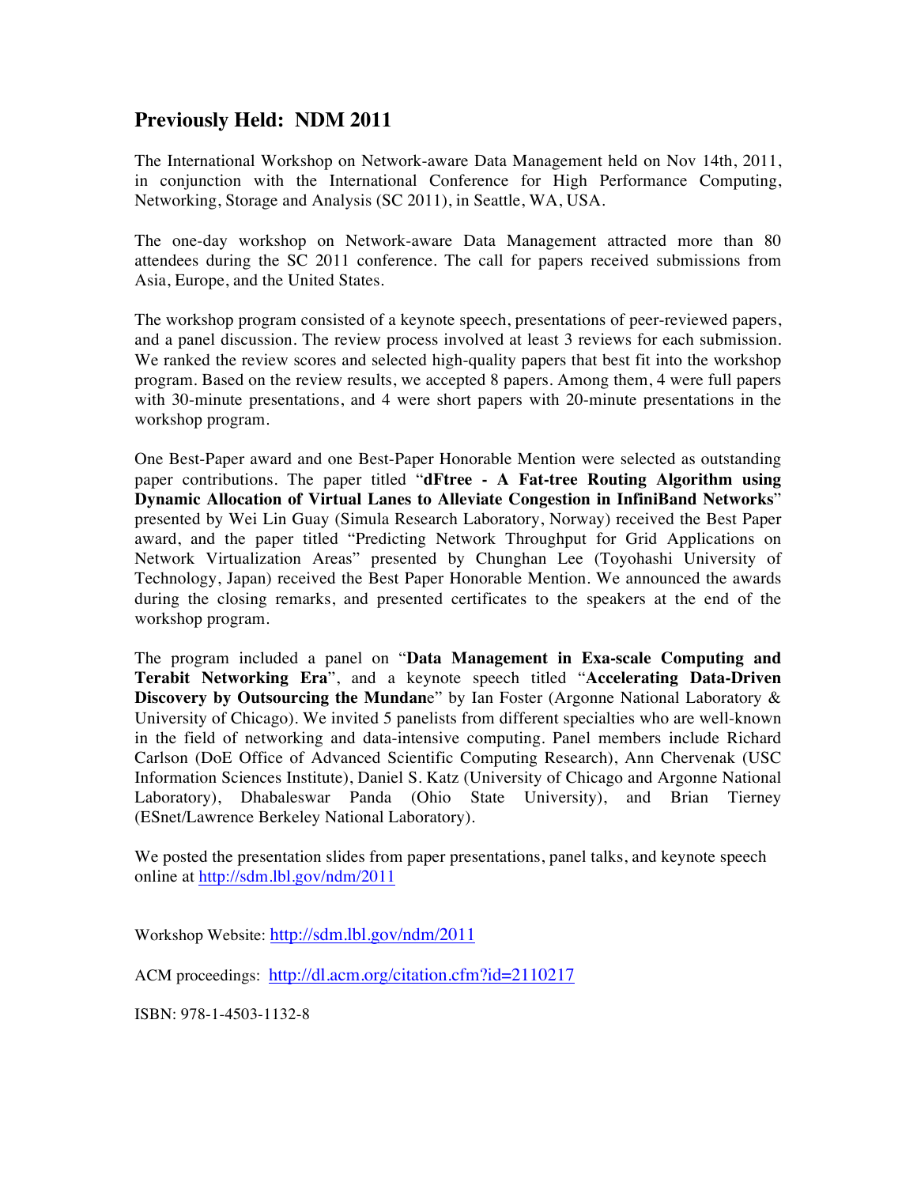## Previously Held: NDM 2011

The International Workshop on Network-aware Data Management held on Nov 14th, 2011, in conjunction with the International Conference for High Performance Computing, Networking, Storage and Analysis (SC 2011), in Seattle, WA, USA.

The one-day workshop on Network-aware Data Management attracted more than 80 attendees during the SC 2011 conference. The call for papers received submissions from Asia, Europe, and the United States.

The workshop program consisted of a keynote speech, presentations of peer-reviewed papers, and a panel discussion. The review process involved at least 3 reviews for each submission. We ranked the review scores and selected high-quality papers that best fit into the workshop program. Based on the review results, we accepted 8 papers. Among them, 4 were full papers with 30-minute presentations, and 4 were short papers with 20-minute presentations in the workshop program.

One Best-Paper award and one Best-Paper Honorable Mention were selected as outstanding paper contributions. The paper titled "**dFtree - A Fat-tree Routing Algorithm using Dynamic Allocation of Virtual Lanes to Alleviate Congestion in InfiniBand Networks**" presented by Wei Lin Guay (Simula Research Laboratory, Norway) received the Best Paper award, and the paper titled "Predicting Network Throughput for Grid Applications on Network Virtualization Areas" presented by Chunghan Lee (Toyohashi University of Technology, Japan) received the Best Paper Honorable Mention. We announced the awards during the closing remarks, and presented certificates to the speakers at the end of the workshop program.

The program included a panel on "**Data Management in Exa-scale Computing and Terabit Networking Era**", and a keynote speech titled "**Accelerating Data-Driven Discovery by Outsourcing the Mundan**e" by Ian Foster (Argonne National Laboratory & University of Chicago). We invited 5 panelists from different specialties who are well-known in the field of networking and data-intensive computing. Panel members include Richard Carlson (DoE Office of Advanced Scientific Computing Research), Ann Chervenak (USC Information Sciences Institute), Daniel S. Katz (University of Chicago and Argonne National Laboratory), Dhabaleswar Panda (Ohio State University), and Brian Tierney (ESnet/Lawrence Berkeley National Laboratory).

We posted the presentation slides from paper presentations, panel talks, and keynote speech online at http://sdm.lbl.gov/ndm/2011

Workshop Website: http://sdm.lbl.gov/ndm/2011

ACM proceedings: http://dl.acm.org/citation.cfm?id=2110217

ISBN: 978-1-4503-1132-8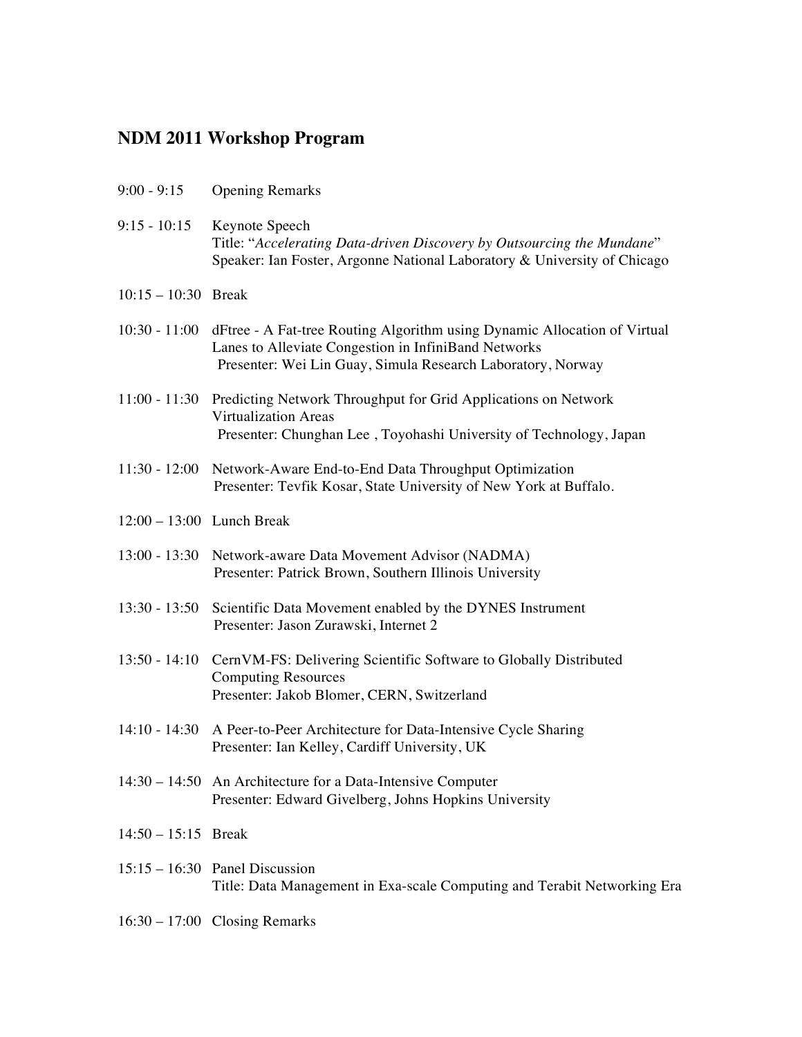## NDM 2011 Workshop Program

9:00 - 9:15 Opening Remarks

9:15 - 10:15 Keynote Speech
Title: "*Accelerating Data-driven Discovery by Outsourcing the Mundane*"
Speaker: Ian Foster, Argonne National Laboratory & University of Chicago

10:15 – 10:30 Break

10:30 - 11:00 dFtree - A Fat-tree Routing Algorithm using Dynamic Allocation of Virtual Lanes to Alleviate Congestion in InfiniBand Networks
Presenter: Wei Lin Guay, Simula Research Laboratory, Norway

11:00 - 11:30 Predicting Network Throughput for Grid Applications on Network Virtualization Areas
Presenter: Chunghan Lee , Toyohashi University of Technology, Japan

11:30 - 12:00 Network-Aware End-to-End Data Throughput Optimization
Presenter: Tevfik Kosar, State University of New York at Buffalo.

12:00 – 13:00 Lunch Break

13:00 - 13:30 Network-aware Data Movement Advisor (NADMA)
Presenter: Patrick Brown, Southern Illinois University

13:30 - 13:50 Scientific Data Movement enabled by the DYNES Instrument
Presenter: Jason Zurawski, Internet 2

13:50 - 14:10 CernVM-FS: Delivering Scientific Software to Globally Distributed Computing Resources
Presenter: Jakob Blomer, CERN, Switzerland

14:10 - 14:30 A Peer-to-Peer Architecture for Data-Intensive Cycle Sharing
Presenter: Ian Kelley, Cardiff University, UK

14:30 – 14:50 An Architecture for a Data-Intensive Computer
Presenter: Edward Givelberg, Johns Hopkins University

14:50 – 15:15 Break

15:15 – 16:30 Panel Discussion
Title: Data Management in Exa-scale Computing and Terabit Networking Era

16:30 – 17:00 Closing Remarks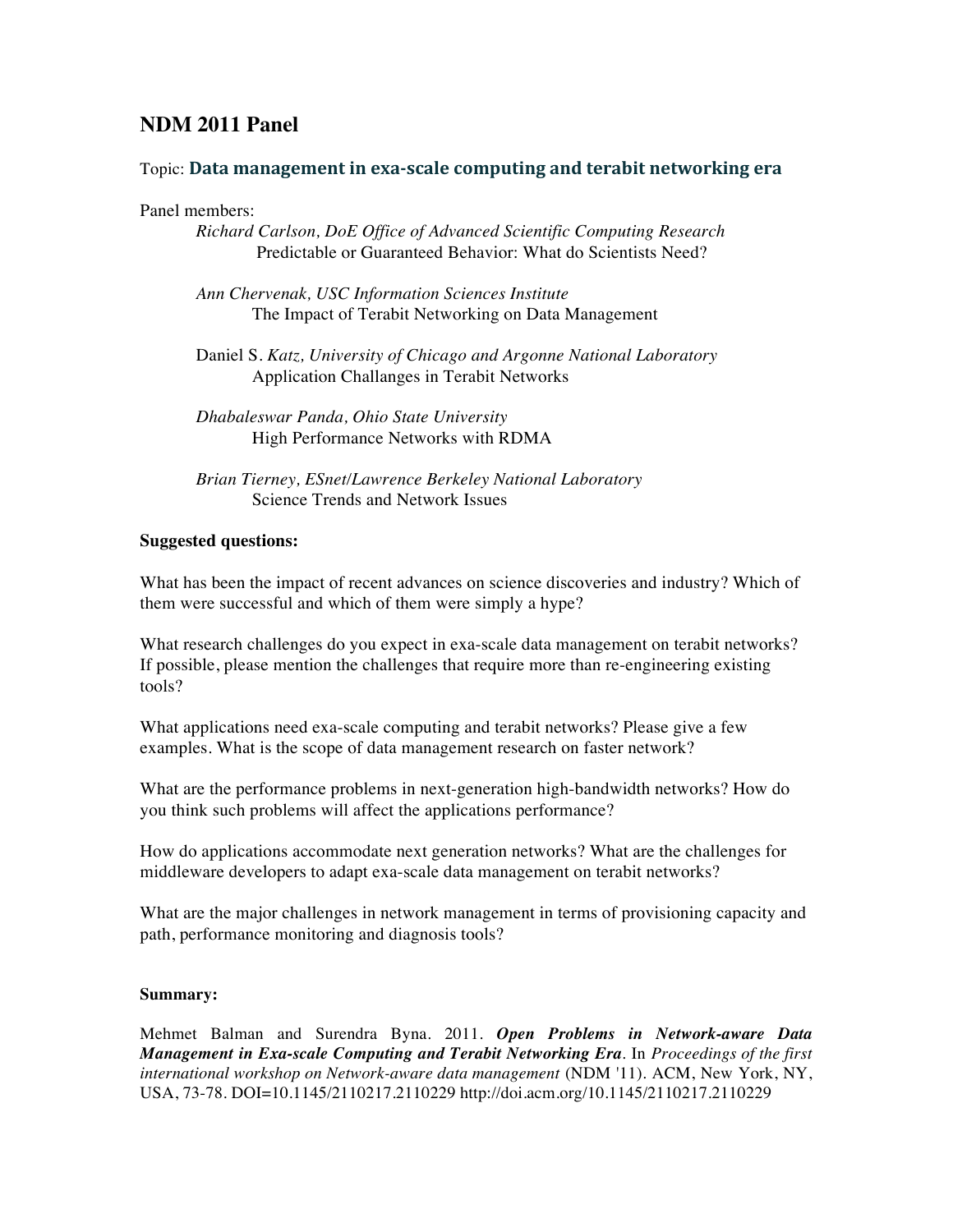# NDM 2011 Panel

Topic: **Data management in exa-scale computing and terabit networking era**

Panel members:

*Richard Carlson, DoE Office of Advanced Scientific Computing Research*
Predictable or Guaranteed Behavior: What do Scientists Need?

*Ann Chervenak, USC Information Sciences Institute*
The Impact of Terabit Networking on Data Management

Daniel S. *Katz, University of Chicago and Argonne National Laboratory*
Application Challanges in Terabit Networks

*Dhabaleswar Panda, Ohio State University*
High Performance Networks with RDMA

*Brian Tierney, ESnet/Lawrence Berkeley National Laboratory*
Science Trends and Network Issues

**Suggested questions:**

What has been the impact of recent advances on science discoveries and industry? Which of them were successful and which of them were simply a hype?

What research challenges do you expect in exa-scale data management on terabit networks? If possible, please mention the challenges that require more than re-engineering existing tools?

What applications need exa-scale computing and terabit networks? Please give a few examples. What is the scope of data management research on faster network?

What are the performance problems in next-generation high-bandwidth networks? How do you think such problems will affect the applications performance?

How do applications accommodate next generation networks? What are the challenges for middleware developers to adapt exa-scale data management on terabit networks?

What are the major challenges in network management in terms of provisioning capacity and path, performance monitoring and diagnosis tools?

**Summary:**

Mehmet Balman and Surendra Byna. 2011. ***Open Problems in Network-aware Data Management in Exa-scale Computing and Terabit Networking Era***. In *Proceedings of the first international workshop on Network-aware data management* (NDM '11). ACM, New York, NY, USA, 73-78. DOI=10.1145/2110217.2110229 http://doi.acm.org/10.1145/2110217.2110229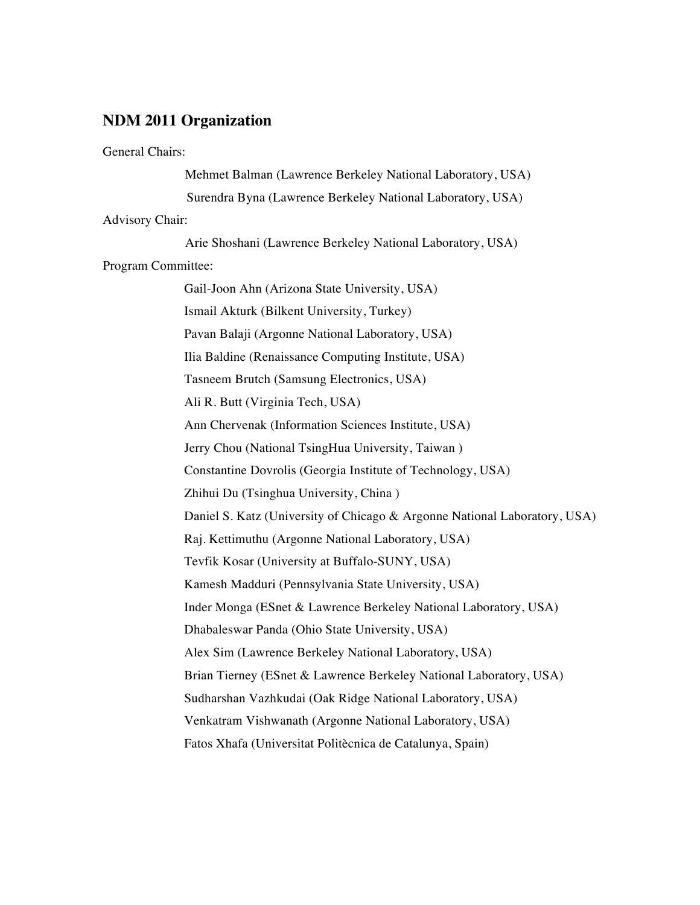## NDM 2011 Organization

General Chairs:

Mehmet Balman (Lawrence Berkeley National Laboratory, USA)

Surendra Byna (Lawrence Berkeley National Laboratory, USA)

Advisory Chair:

Arie Shoshani (Lawrence Berkeley National Laboratory, USA)

Program Committee:

Gail-Joon Ahn (Arizona State University, USA)

Ismail Akturk (Bilkent University, Turkey)

Pavan Balaji (Argonne National Laboratory, USA)

Ilia Baldine (Renaissance Computing Institute, USA)

Tasneem Brutch (Samsung Electronics, USA)

Ali R. Butt (Virginia Tech, USA)

Ann Chervenak (Information Sciences Institute, USA)

Jerry Chou (National TsingHua University, Taiwan )

Constantine Dovrolis (Georgia Institute of Technology, USA)

Zhihui Du (Tsinghua University, China )

Daniel S. Katz (University of Chicago & Argonne National Laboratory, USA)

Raj. Kettimuthu (Argonne National Laboratory, USA)

Tevfik Kosar (University at Buffalo-SUNY, USA)

Kamesh Madduri (Pennsylvania State University, USA)

Inder Monga (ESnet & Lawrence Berkeley National Laboratory, USA)

Dhabaleswar Panda (Ohio State University, USA)

Alex Sim (Lawrence Berkeley National Laboratory, USA)

Brian Tierney (ESnet & Lawrence Berkeley National Laboratory, USA)

Sudharshan Vazhkudai (Oak Ridge National Laboratory, USA)

Venkatram Vishwanath (Argonne National Laboratory, USA)

Fatos Xhafa (Universitat Politècnica de Catalunya, Spain)